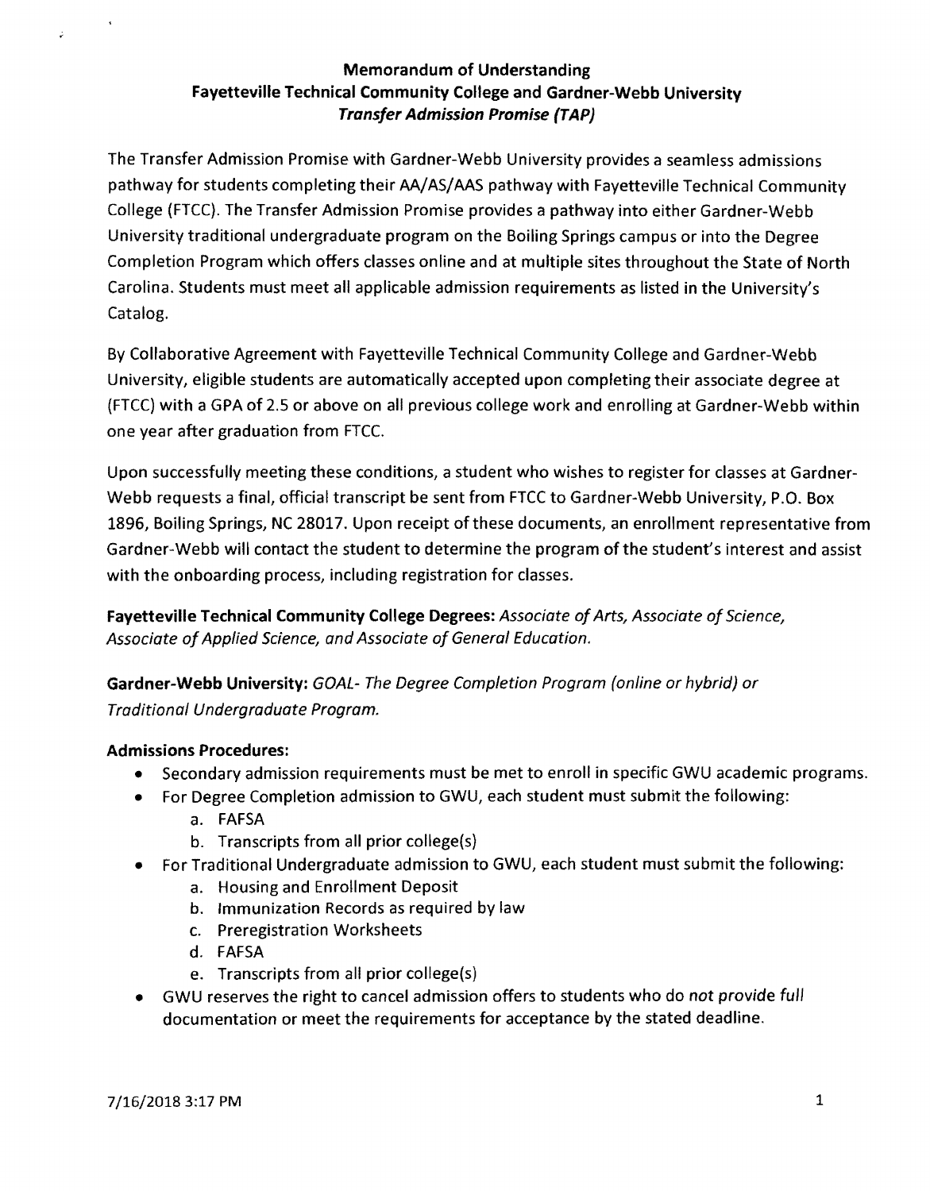# Memorandum of Understanding
## Fayetteville Technical Community College and Gardner-Webb University
### *Transfer Admission Promise (TAP)*

The Transfer Admission Promise with Gardner-Webb University provides a seamless admissions pathway for students completing their AA/AS/AAS pathway with Fayetteville Technical Community College (FTCC). The Transfer Admission Promise provides a pathway into either Gardner-Webb University traditional undergraduate program on the Boiling Springs campus or into the Degree Completion Program which offers classes online and at multiple sites throughout the State of North Carolina. Students must meet all applicable admission requirements as listed in the University's Catalog.

By Collaborative Agreement with Fayetteville Technical Community College and Gardner-Webb University, eligible students are automatically accepted upon completing their associate degree at (FTCC) with a GPA of 2.5 or above on all previous college work and enrolling at Gardner-Webb within one year after graduation from FTCC.

Upon successfully meeting these conditions, a student who wishes to register for classes at Gardner-Webb requests a final, official transcript be sent from FTCC to Gardner-Webb University, P.O. Box 1896, Boiling Springs, NC 28017. Upon receipt of these documents, an enrollment representative from Gardner-Webb will contact the student to determine the program of the student's interest and assist with the onboarding process, including registration for classes.

**Fayetteville Technical Community College Degrees:** *Associate of Arts, Associate of Science, Associate of Applied Science, and Associate of General Education.*

**Gardner-Webb University:** *GOAL- The Degree Completion Program (online or hybrid) or Traditional Undergraduate Program.*

**Admissions Procedures:**

- Secondary admission requirements must be met to enroll in specific GWU academic programs.
- For Degree Completion admission to GWU, each student must submit the following:
  a. FAFSA
  b. Transcripts from all prior college(s)
- For Traditional Undergraduate admission to GWU, each student must submit the following:
  a. Housing and Enrollment Deposit
  b. Immunization Records as required by law
  c. Preregistration Worksheets
  d. FAFSA
  e. Transcripts from all prior college(s)
- GWU reserves the right to cancel admission offers to students who do *not provide full* documentation or meet the requirements for acceptance by the stated deadline.

7/16/2018 3:17 PM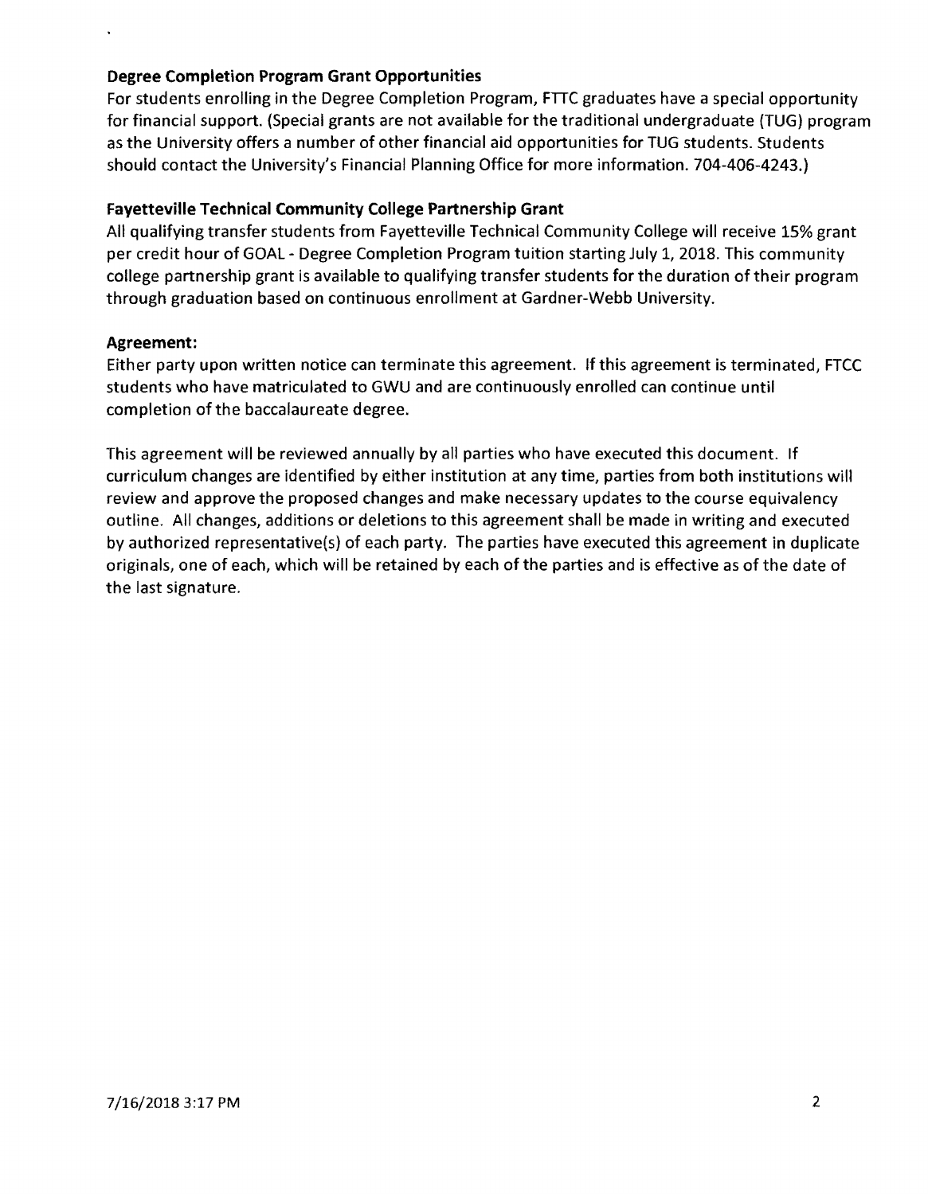### Degree Completion Program Grant Opportunities

For students enrolling in the Degree Completion Program, FTTC graduates have a special opportunity for financial support. (Special grants are not available for the traditional undergraduate (TUG) program as the University offers a number of other financial aid opportunities for TUG students. Students should contact the University's Financial Planning Office for more information. 704-406-4243.)

### Fayetteville Technical Community College Partnership Grant

All qualifying transfer students from Fayetteville Technical Community College will receive 15% grant per credit hour of GOAL - Degree Completion Program tuition starting July 1, 2018. This community college partnership grant is available to qualifying transfer students for the duration of their program through graduation based on continuous enrollment at Gardner-Webb University.

### Agreement:

Either party upon written notice can terminate this agreement. If this agreement is terminated, FTCC students who have matriculated to GWU and are continuously enrolled can continue until completion of the baccalaureate degree.

This agreement will be reviewed annually by all parties who have executed this document. If curriculum changes are identified by either institution at any time, parties from both institutions will review and approve the proposed changes and make necessary updates to the course equivalency outline. All changes, additions or deletions to this agreement shall be made in writing and executed by authorized representative(s) of each party. The parties have executed this agreement in duplicate originals, one of each, which will be retained by each of the parties and is effective as of the date of the last signature.

7/16/2018 3:17 PM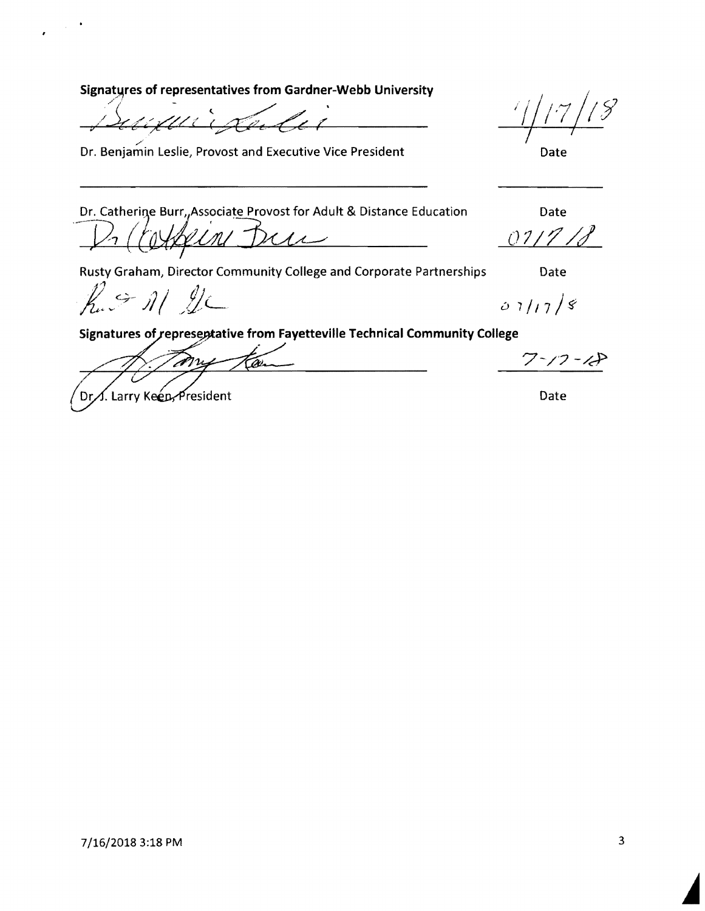**Signatures of representatives from Gardner-Webb University**

Dr. Benjamin Leslie, Provost and Executive Vice President — Date: 7/17/18

Dr. Catherine Burr, Associate Provost for Adult & Distance Education — Date: 07/17/18

Rusty Graham, Director Community College and Corporate Partnerships — Date: 07/17/18

**Signatures of representative from Fayetteville Technical Community College**

Dr. J. Larry Keen, President — Date: 7-17-18

7/16/2018 3:18 PM